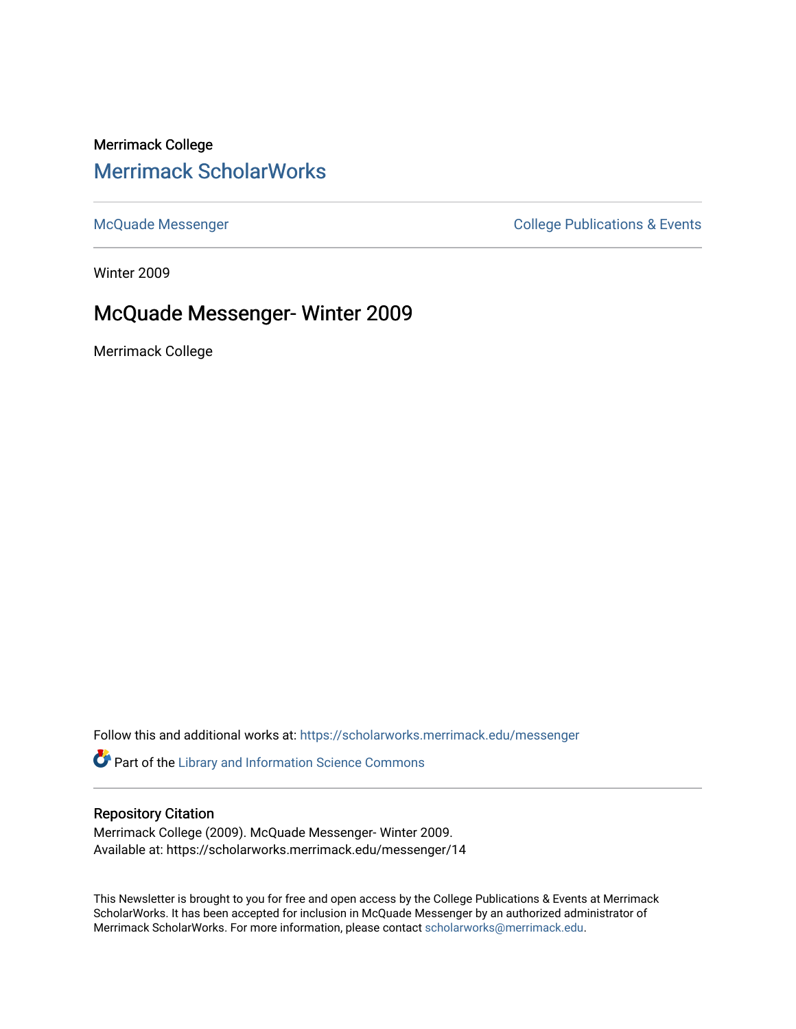Merrimack College

## Merrimack ScholarWorks

McQuade Messenger

College Publications & Events

Winter 2009

# McQuade Messenger- Winter 2009

Merrimack College

Follow this and additional works at: https://scholarworks.merrimack.edu/messenger

Part of the Library and Information Science Commons

### Repository Citation

Merrimack College (2009). McQuade Messenger- Winter 2009.
Available at: https://scholarworks.merrimack.edu/messenger/14

This Newsletter is brought to you for free and open access by the College Publications & Events at Merrimack ScholarWorks. It has been accepted for inclusion in McQuade Messenger by an authorized administrator of Merrimack ScholarWorks. For more information, please contact scholarworks@merrimack.edu.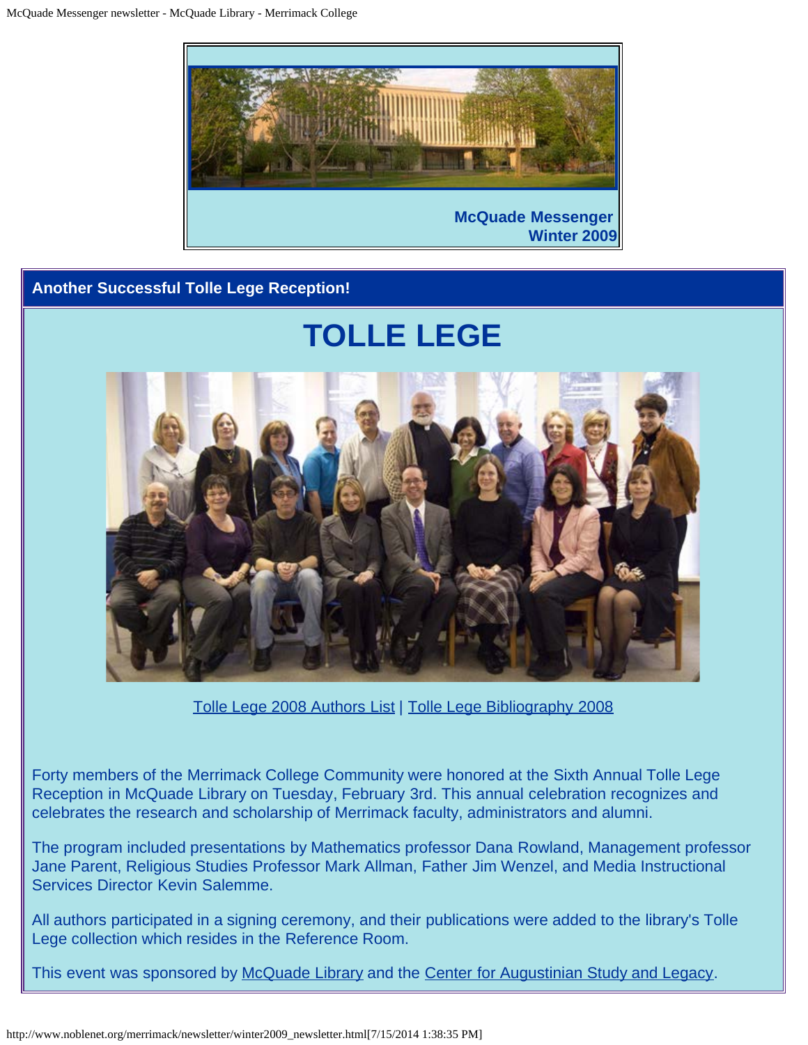McQuade Messenger
Winter 2009

## Another Successful Tolle Lege Reception!

# TOLLE LEGE

Tolle Lege 2008 Authors List | Tolle Lege Bibliography 2008

Forty members of the Merrimack College Community were honored at the Sixth Annual Tolle Lege Reception in McQuade Library on Tuesday, February 3rd. This annual celebration recognizes and celebrates the research and scholarship of Merrimack faculty, administrators and alumni.

The program included presentations by Mathematics professor Dana Rowland, Management professor Jane Parent, Religious Studies Professor Mark Allman, Father Jim Wenzel, and Media Instructional Services Director Kevin Salemme.

All authors participated in a signing ceremony, and their publications were added to the library's Tolle Lege collection which resides in the Reference Room.

This event was sponsored by McQuade Library and the Center for Augustinian Study and Legacy.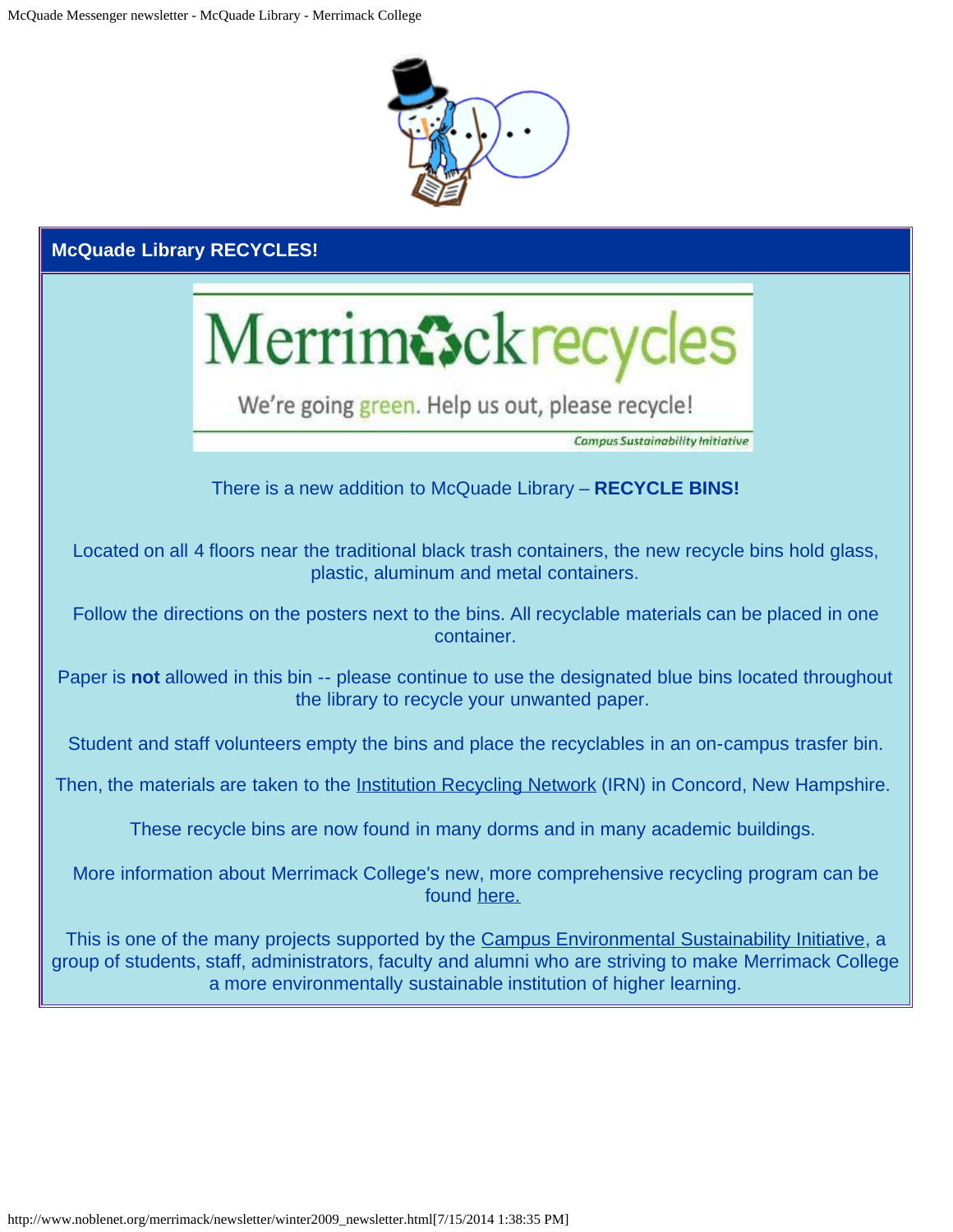## McQuade Library RECYCLES!

Merrimackrecycles

We're going green. Help us out, please recycle!

Campus Sustainability Initiative

There is a new addition to McQuade Library – **RECYCLE BINS!**

Located on all 4 floors near the traditional black trash containers, the new recycle bins hold glass, plastic, aluminum and metal containers.

Follow the directions on the posters next to the bins. All recyclable materials can be placed in one container.

Paper is **not** allowed in this bin -- please continue to use the designated blue bins located throughout the library to recycle your unwanted paper.

Student and staff volunteers empty the bins and place the recyclables in an on-campus trasfer bin.

Then, the materials are taken to the Institution Recycling Network (IRN) in Concord, New Hampshire.

These recycle bins are now found in many dorms and in many academic buildings.

More information about Merrimack College's new, more comprehensive recycling program can be found here.

This is one of the many projects supported by the Campus Environmental Sustainability Initiative, a group of students, staff, administrators, faculty and alumni who are striving to make Merrimack College a more environmentally sustainable institution of higher learning.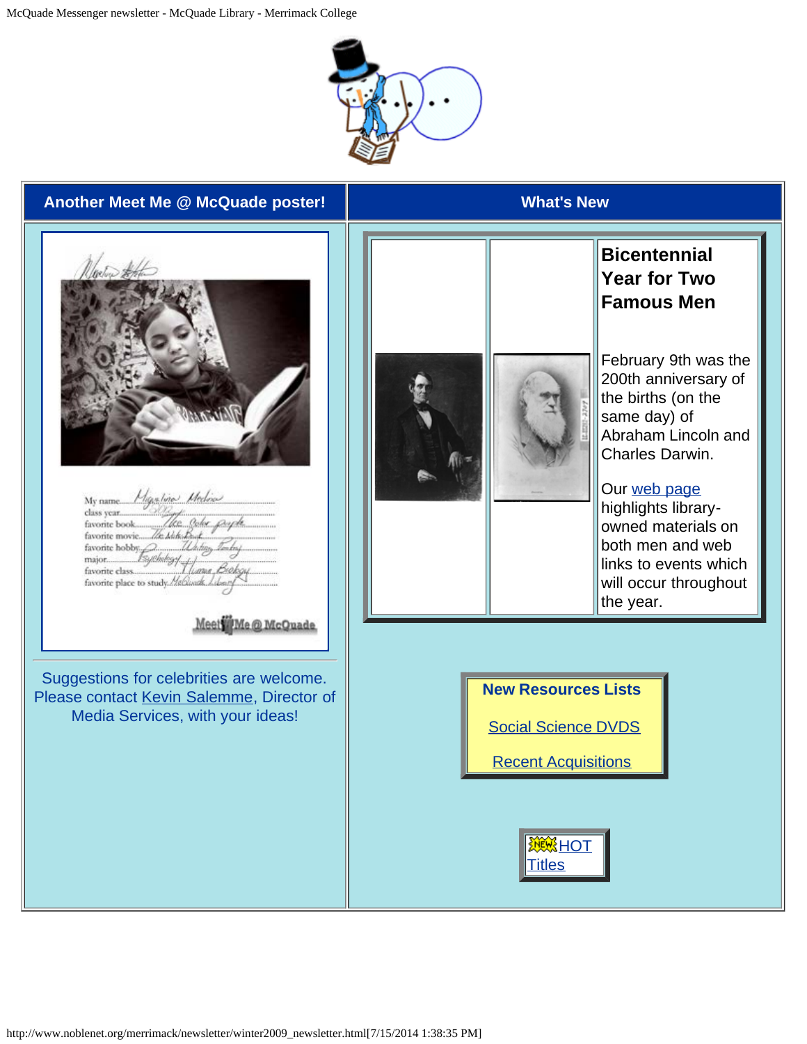| Another Meet Me @ McQuade poster! | What's New |
| --- | --- |

## Another Meet Me @ McQuade poster!

My name ... Magaline Medina
class year ... 2012
favorite book ... The Color Purple
favorite movie ... The Notebook
favorite hobby ... Writing Poetry
major ... Psychology
favorite class ... Human Biology
favorite place to study ... McQuade Library

Meet Me @ McQuade

Suggestions for celebrities are welcome. Please contact Kevin Salemme, Director of Media Services, with your ideas!

## What's New

### Bicentennial Year for Two Famous Men

February 9th was the 200th anniversary of the births (on the same day) of Abraham Lincoln and Charles Darwin.

Our web page highlights library-owned materials on both men and web links to events which will occur throughout the year.

**New Resources Lists**

Social Science DVDS

Recent Acquisitions

NEW HOT Titles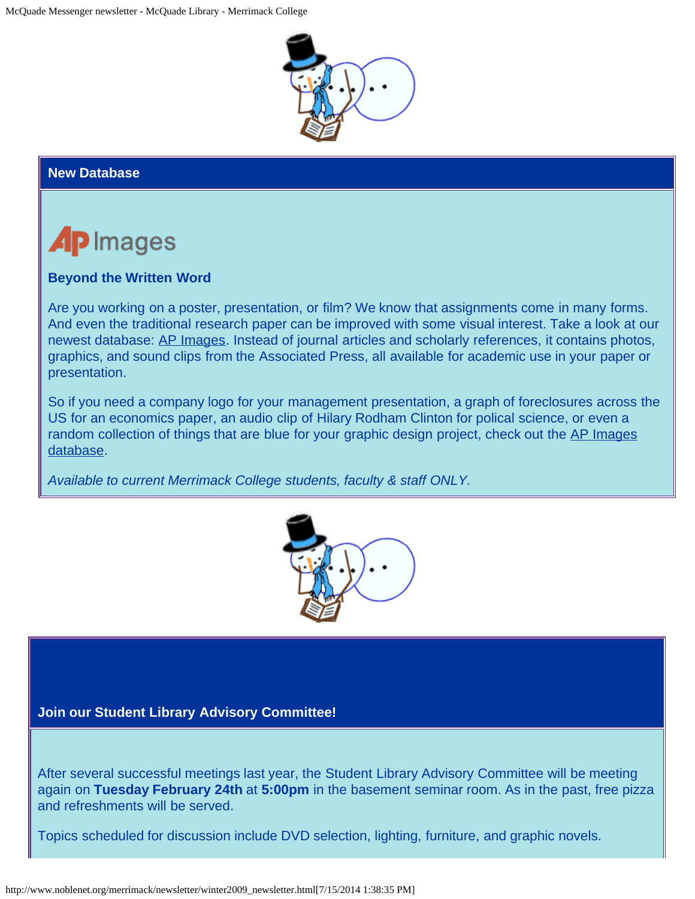## New Database

AP Images

### Beyond the Written Word

Are you working on a poster, presentation, or film? We know that assignments come in many forms. And even the traditional research paper can be improved with some visual interest. Take a look at our newest database: AP Images. Instead of journal articles and scholarly references, it contains photos, graphics, and sound clips from the Associated Press, all available for academic use in your paper or presentation.

So if you need a company logo for your management presentation, a graph of foreclosures across the US for an economics paper, an audio clip of Hilary Rodham Clinton for polical science, or even a random collection of things that are blue for your graphic design project, check out the AP Images database.

*Available to current Merrimack College students, faculty & staff ONLY.*

## Join our Student Library Advisory Committee!

After several successful meetings last year, the Student Library Advisory Committee will be meeting again on **Tuesday February 24th** at **5:00pm** in the basement seminar room. As in the past, free pizza and refreshments will be served.

Topics scheduled for discussion include DVD selection, lighting, furniture, and graphic novels.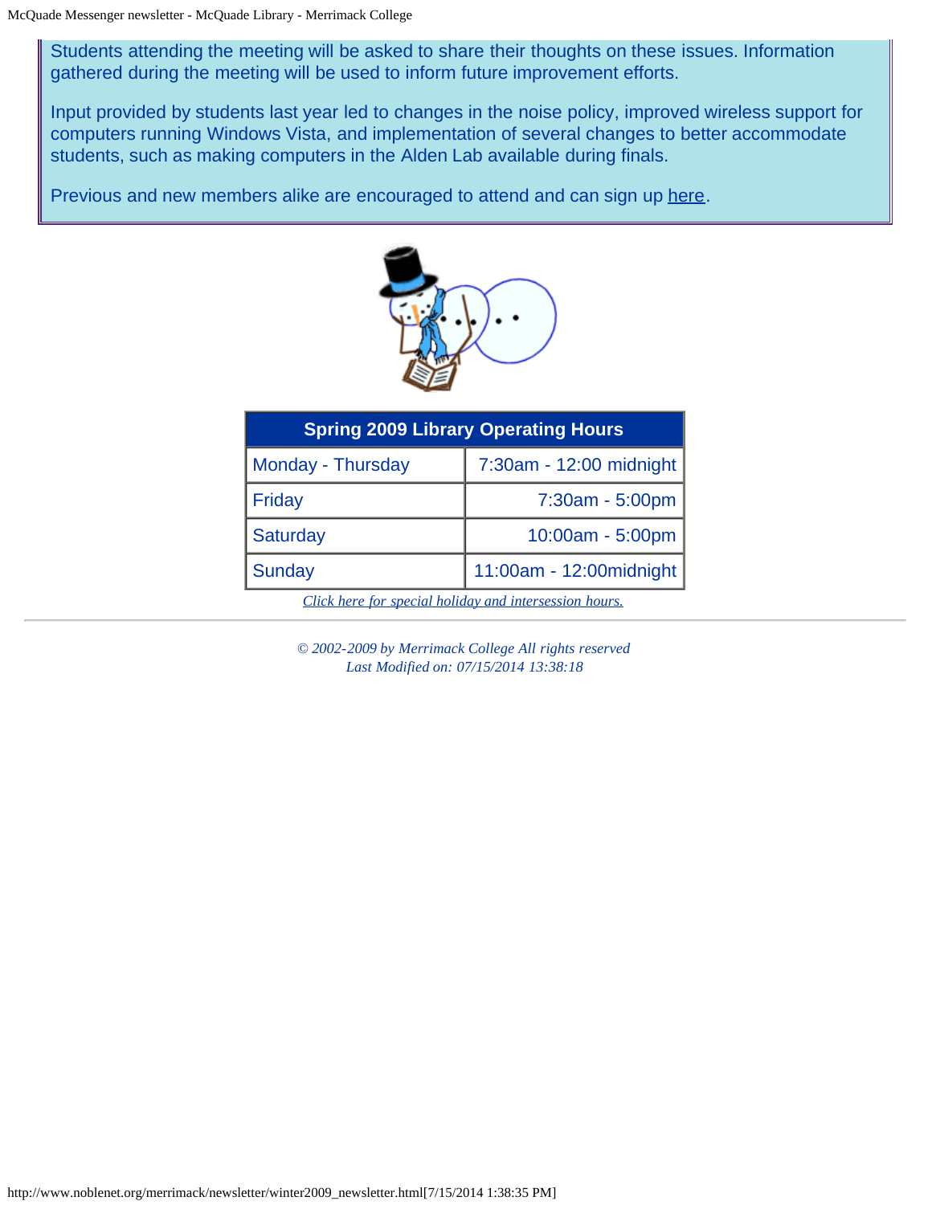Students attending the meeting will be asked to share their thoughts on these issues. Information gathered during the meeting will be used to inform future improvement efforts.

Input provided by students last year led to changes in the noise policy, improved wireless support for computers running Windows Vista, and implementation of several changes to better accommodate students, such as making computers in the Alden Lab available during finals.

Previous and new members alike are encouraged to attend and can sign up here.

| Spring 2009 Library Operating Hours | |
|---|---|
| Monday - Thursday | 7:30am - 12:00 midnight |
| Friday | 7:30am - 5:00pm |
| Saturday | 10:00am - 5:00pm |
| Sunday | 11:00am - 12:00midnight |

*Click here for special holiday and intersession hours.*

---

*© 2002-2009 by Merrimack College All rights reserved*
*Last Modified on: 07/15/2014 13:38:18*